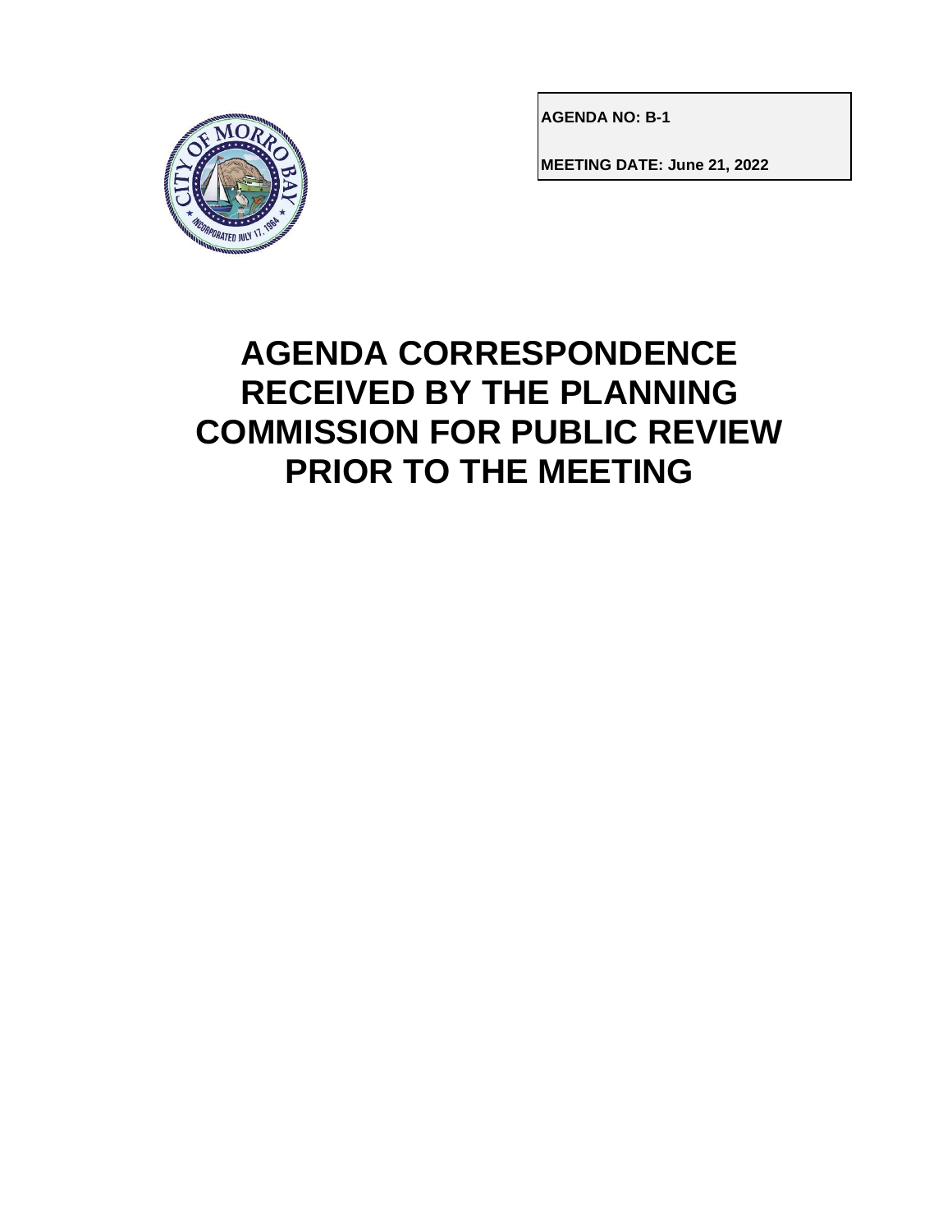**AGENDA NO: B-1**

**MEETING DATE: June 21, 2022**

# AGENDA CORRESPONDENCE RECEIVED BY THE PLANNING COMMISSION FOR PUBLIC REVIEW PRIOR TO THE MEETING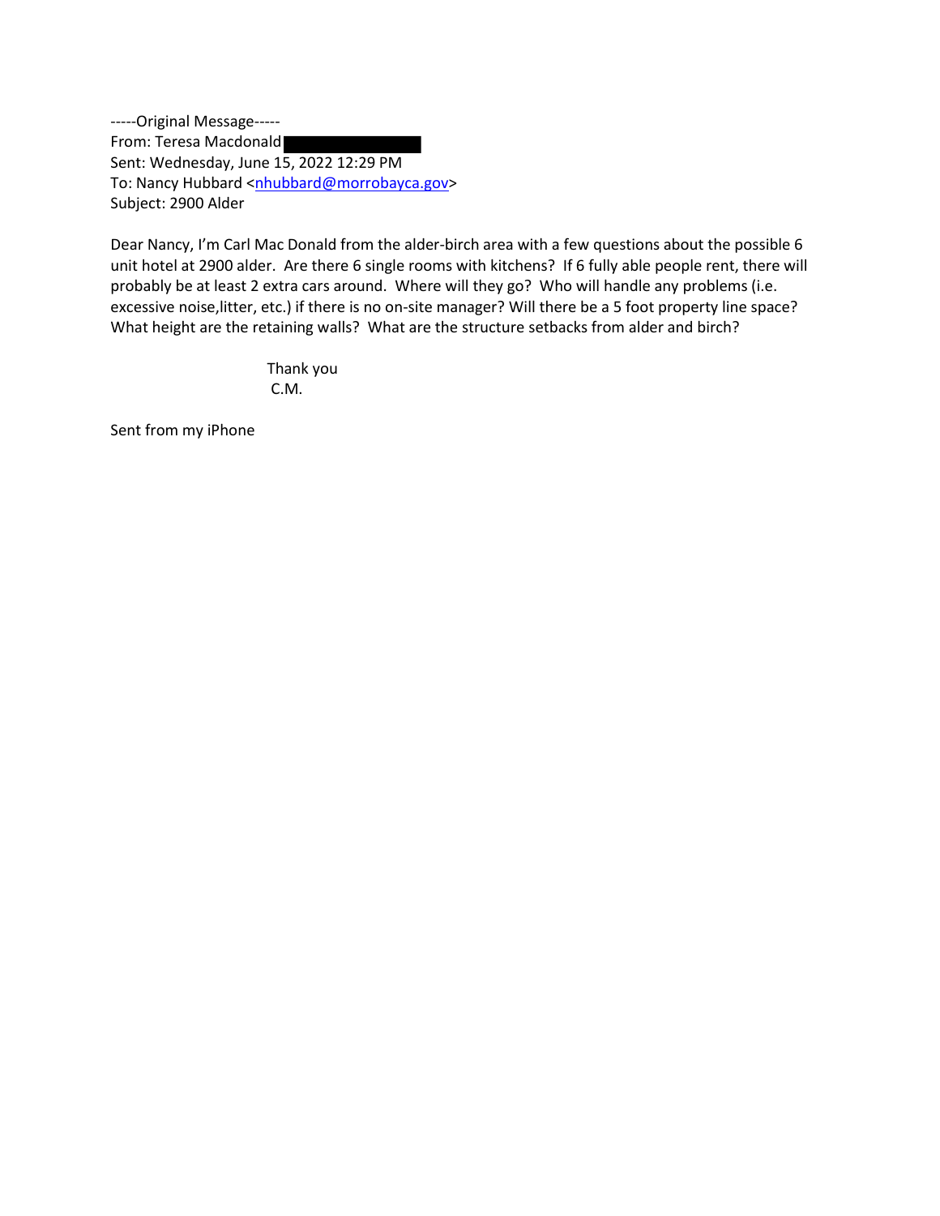-----Original Message-----
From: Teresa Macdonald
Sent: Wednesday, June 15, 2022 12:29 PM
To: Nancy Hubbard <nhubbard@morrobayca.gov>
Subject: 2900 Alder

Dear Nancy, I'm Carl Mac Donald from the alder-birch area with a few questions about the possible 6 unit hotel at 2900 alder. Are there 6 single rooms with kitchens? If 6 fully able people rent, there will probably be at least 2 extra cars around. Where will they go? Who will handle any problems (i.e. excessive noise,litter, etc.) if there is no on-site manager? Will there be a 5 foot property line space? What height are the retaining walls? What are the structure setbacks from alder and birch?

Thank you
C.M.

Sent from my iPhone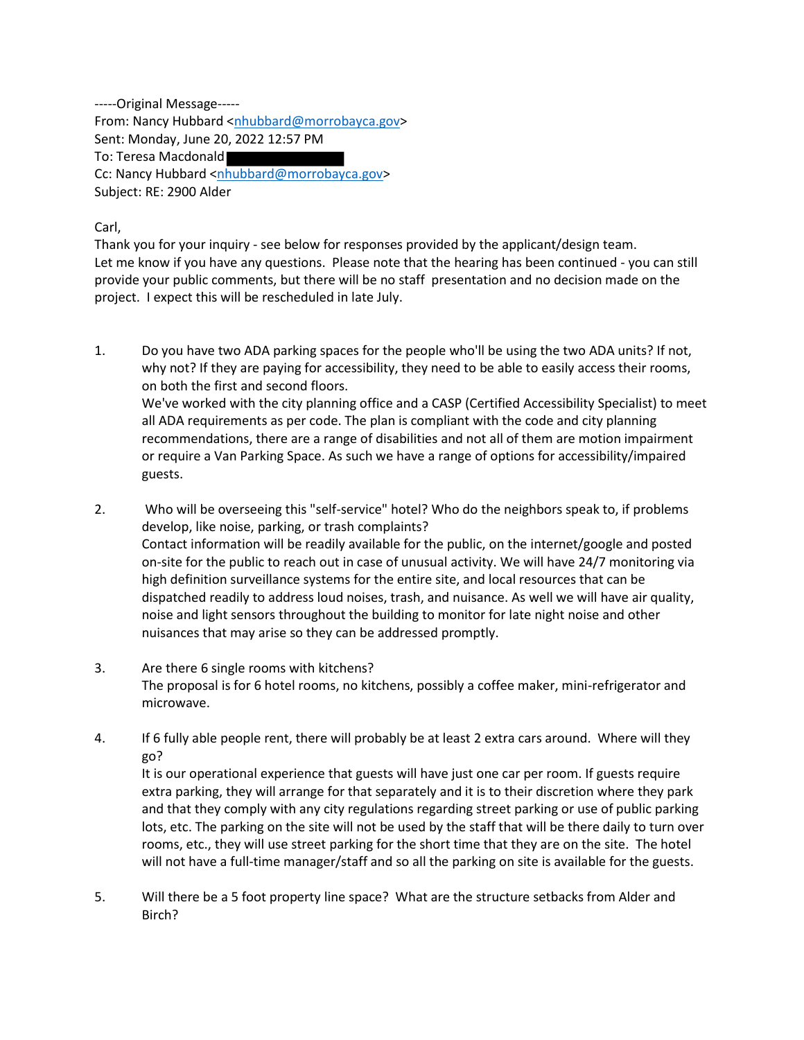-----Original Message-----
From: Nancy Hubbard <nhubbard@morrobayca.gov>
Sent: Monday, June 20, 2022 12:57 PM
To: Teresa Macdonald
Cc: Nancy Hubbard <nhubbard@morrobayca.gov>
Subject: RE: 2900 Alder

Carl,
Thank you for your inquiry - see below for responses provided by the applicant/design team.
Let me know if you have any questions. Please note that the hearing has been continued - you can still provide your public comments, but there will be no staff presentation and no decision made on the project. I expect this will be rescheduled in late July.

1. Do you have two ADA parking spaces for the people who'll be using the two ADA units? If not, why not? If they are paying for accessibility, they need to be able to easily access their rooms, on both the first and second floors.
   We've worked with the city planning office and a CASP (Certified Accessibility Specialist) to meet all ADA requirements as per code. The plan is compliant with the code and city planning recommendations, there are a range of disabilities and not all of them are motion impairment or require a Van Parking Space. As such we have a range of options for accessibility/impaired guests.

2. Who will be overseeing this "self-service" hotel? Who do the neighbors speak to, if problems develop, like noise, parking, or trash complaints?
   Contact information will be readily available for the public, on the internet/google and posted on-site for the public to reach out in case of unusual activity. We will have 24/7 monitoring via high definition surveillance systems for the entire site, and local resources that can be dispatched readily to address loud noises, trash, and nuisance. As well we will have air quality, noise and light sensors throughout the building to monitor for late night noise and other nuisances that may arise so they can be addressed promptly.

3. Are there 6 single rooms with kitchens?
   The proposal is for 6 hotel rooms, no kitchens, possibly a coffee maker, mini-refrigerator and microwave.

4. If 6 fully able people rent, there will probably be at least 2 extra cars around. Where will they go?
   It is our operational experience that guests will have just one car per room. If guests require extra parking, they will arrange for that separately and it is to their discretion where they park and that they comply with any city regulations regarding street parking or use of public parking lots, etc. The parking on the site will not be used by the staff that will be there daily to turn over rooms, etc., they will use street parking for the short time that they are on the site. The hotel will not have a full-time manager/staff and so all the parking on site is available for the guests.

5. Will there be a 5 foot property line space? What are the structure setbacks from Alder and Birch?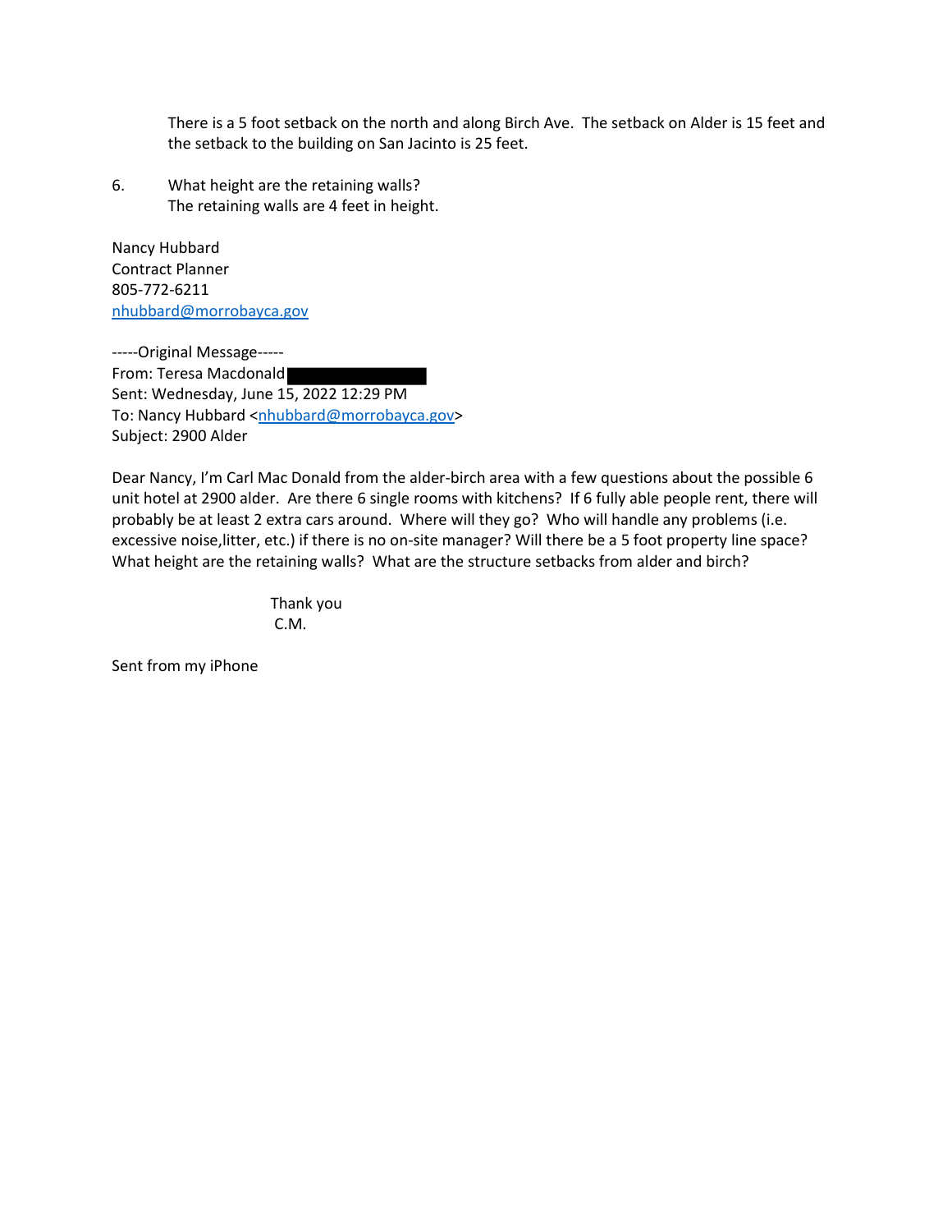There is a 5 foot setback on the north and along Birch Ave. The setback on Alder is 15 feet and the setback to the building on San Jacinto is 25 feet.

6. What height are the retaining walls?
   The retaining walls are 4 feet in height.

Nancy Hubbard
Contract Planner
805-772-6211
nhubbard@morrobayca.gov

-----Original Message-----
From: Teresa Macdonald
Sent: Wednesday, June 15, 2022 12:29 PM
To: Nancy Hubbard <nhubbard@morrobayca.gov>
Subject: 2900 Alder

Dear Nancy, I'm Carl Mac Donald from the alder-birch area with a few questions about the possible 6 unit hotel at 2900 alder. Are there 6 single rooms with kitchens? If 6 fully able people rent, there will probably be at least 2 extra cars around. Where will they go? Who will handle any problems (i.e. excessive noise,litter, etc.) if there is no on-site manager? Will there be a 5 foot property line space? What height are the retaining walls? What are the structure setbacks from alder and birch?

Thank you
C.M.

Sent from my iPhone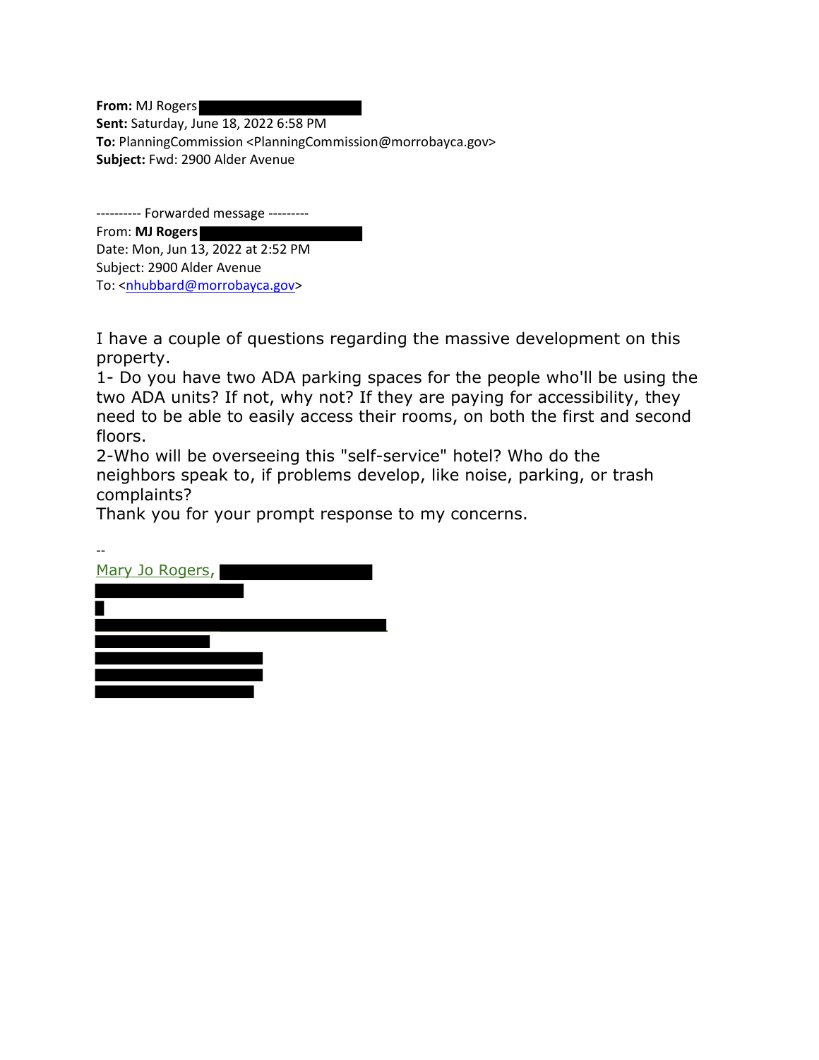**From:** MJ Rogers
**Sent:** Saturday, June 18, 2022 6:58 PM
**To:** PlanningCommission <PlanningCommission@morrobayca.gov>
**Subject:** Fwd: 2900 Alder Avenue

---------- Forwarded message ---------
From: **MJ Rogers**
Date: Mon, Jun 13, 2022 at 2:52 PM
Subject: 2900 Alder Avenue
To: <nhubbard@morrobayca.gov>

I have a couple of questions regarding the massive development on this property.
1- Do you have two ADA parking spaces for the people who'll be using the two ADA units? If not, why not? If they are paying for accessibility, they need to be able to easily access their rooms, on both the first and second floors.
2-Who will be overseeing this "self-service" hotel? Who do the neighbors speak to, if problems develop, like noise, parking, or trash complaints?
Thank you for your prompt response to my concerns.

--
Mary Jo Rogers,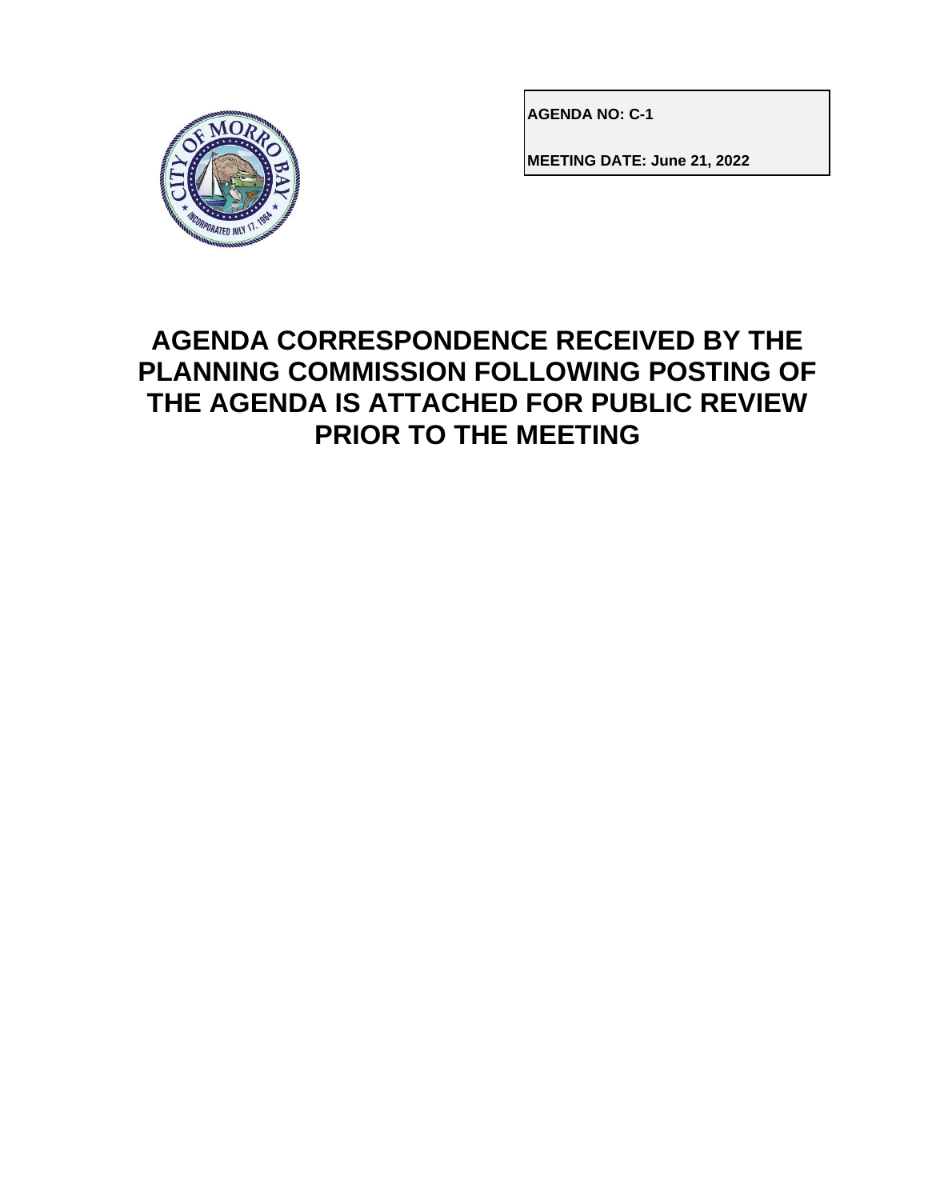**AGENDA NO: C-1**

**MEETING DATE: June 21, 2022**

# AGENDA CORRESPONDENCE RECEIVED BY THE PLANNING COMMISSION FOLLOWING POSTING OF THE AGENDA IS ATTACHED FOR PUBLIC REVIEW PRIOR TO THE MEETING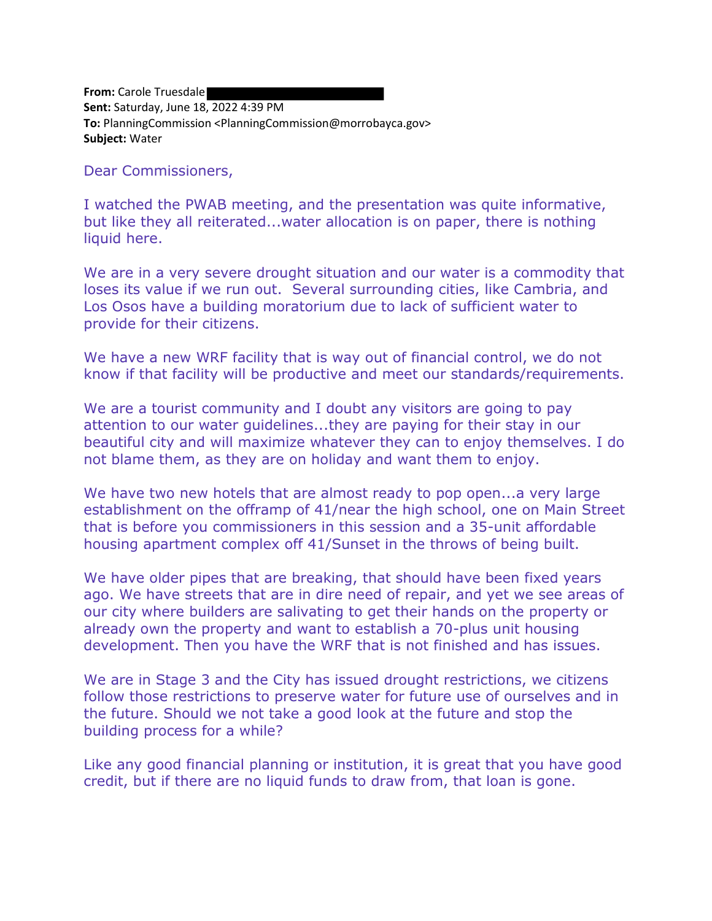**From:** Carole Truesdale
**Sent:** Saturday, June 18, 2022 4:39 PM
**To:** PlanningCommission <PlanningCommission@morrobayca.gov>
**Subject:** Water

Dear Commissioners,

I watched the PWAB meeting, and the presentation was quite informative, but like they all reiterated...water allocation is on paper, there is nothing liquid here.

We are in a very severe drought situation and our water is a commodity that loses its value if we run out. Several surrounding cities, like Cambria, and Los Osos have a building moratorium due to lack of sufficient water to provide for their citizens.

We have a new WRF facility that is way out of financial control, we do not know if that facility will be productive and meet our standards/requirements.

We are a tourist community and I doubt any visitors are going to pay attention to our water guidelines...they are paying for their stay in our beautiful city and will maximize whatever they can to enjoy themselves. I do not blame them, as they are on holiday and want them to enjoy.

We have two new hotels that are almost ready to pop open...a very large establishment on the offramp of 41/near the high school, one on Main Street that is before you commissioners in this session and a 35-unit affordable housing apartment complex off 41/Sunset in the throws of being built.

We have older pipes that are breaking, that should have been fixed years ago. We have streets that are in dire need of repair, and yet we see areas of our city where builders are salivating to get their hands on the property or already own the property and want to establish a 70-plus unit housing development. Then you have the WRF that is not finished and has issues.

We are in Stage 3 and the City has issued drought restrictions, we citizens follow those restrictions to preserve water for future use of ourselves and in the future. Should we not take a good look at the future and stop the building process for a while?

Like any good financial planning or institution, it is great that you have good credit, but if there are no liquid funds to draw from, that loan is gone.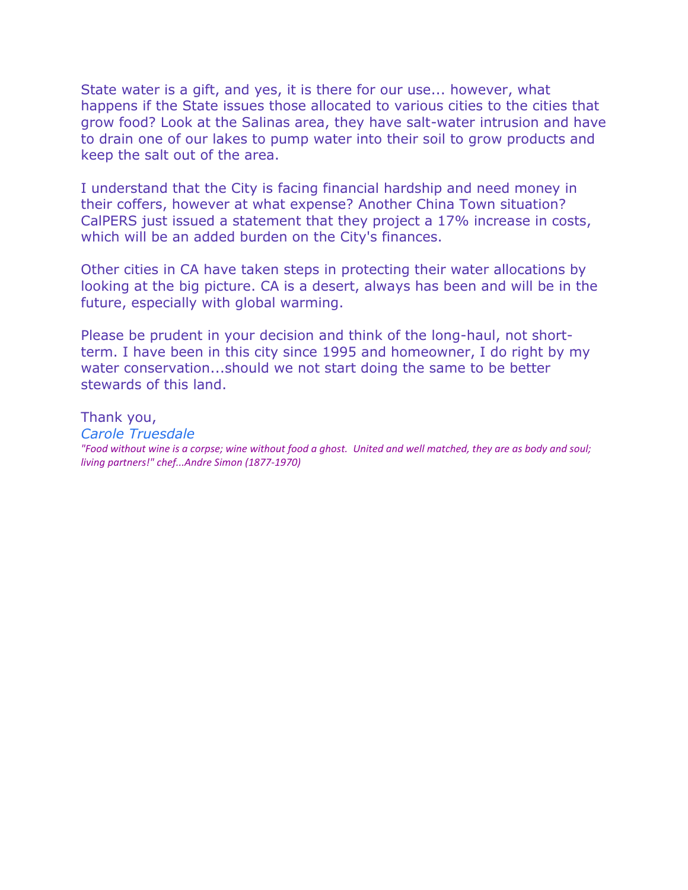State water is a gift, and yes, it is there for our use... however, what happens if the State issues those allocated to various cities to the cities that grow food? Look at the Salinas area, they have salt-water intrusion and have to drain one of our lakes to pump water into their soil to grow products and keep the salt out of the area.

I understand that the City is facing financial hardship and need money in their coffers, however at what expense? Another China Town situation? CalPERS just issued a statement that they project a 17% increase in costs, which will be an added burden on the City's finances.

Other cities in CA have taken steps in protecting their water allocations by looking at the big picture. CA is a desert, always has been and will be in the future, especially with global warming.

Please be prudent in your decision and think of the long-haul, not short-term. I have been in this city since 1995 and homeowner, I do right by my water conservation...should we not start doing the same to be better stewards of this land.

Thank you,
*Carole Truesdale*
*"Food without wine is a corpse; wine without food a ghost. United and well matched, they are as body and soul; living partners!" chef...Andre Simon (1877-1970)*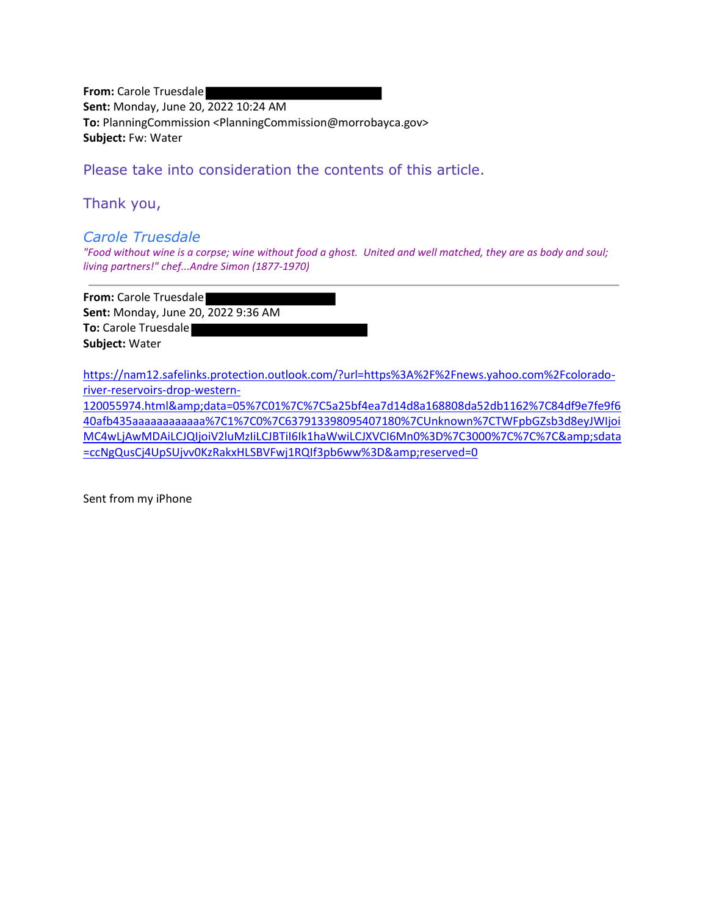**From:** Carole Truesdale
**Sent:** Monday, June 20, 2022 10:24 AM
**To:** PlanningCommission <PlanningCommission@morrobayca.gov>
**Subject:** Fw: Water

Please take into consideration the contents of this article.

Thank you,

*Carole Truesdale*
*"Food without wine is a corpse; wine without food a ghost. United and well matched, they are as body and soul; living partners!" chef...Andre Simon (1877-1970)*

---

**From:** Carole Truesdale
**Sent:** Monday, June 20, 2022 9:36 AM
**To:** Carole Truesdale
**Subject:** Water

https://nam12.safelinks.protection.outlook.com/?url=https%3A%2F%2Fnews.yahoo.com%2Fcolorado-river-reservoirs-drop-western-120055974.html&amp;data=05%7C01%7C%7C5a25bf4ea7d14d8a168808da52db1162%7C84df9e7fe9f640afb435aaaaaaaaaaaa%7C1%7C0%7C637913398095407180%7CUnknown%7CTWFpbGZsb3d8eyJWIjoiMC4wLjAwMDAiLCJQIjoiV2luMzIiLCJBTiI6Ik1haWwiLCJXVCI6Mn0%3D%7C3000%7C%7C%7C&amp;sdata=ccNgQusCj4UpSUjvv0KzRakxHLSBVFwj1RQIf3pb6ww%3D&amp;reserved=0

Sent from my iPhone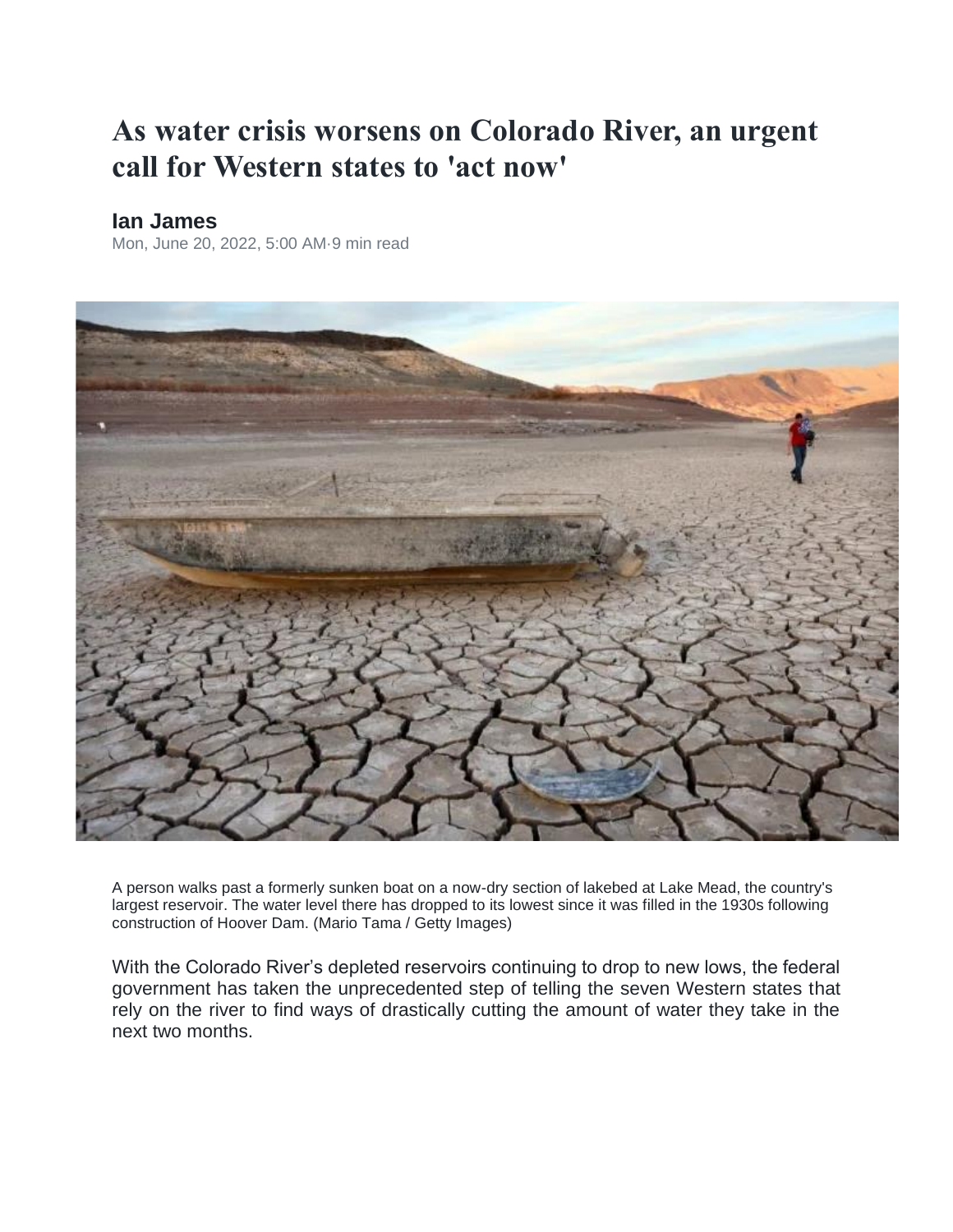# As water crisis worsens on Colorado River, an urgent call for Western states to 'act now'

**Ian James**

Mon, June 20, 2022, 5:00 AM·9 min read

A person walks past a formerly sunken boat on a now-dry section of lakebed at Lake Mead, the country's largest reservoir. The water level there has dropped to its lowest since it was filled in the 1930s following construction of Hoover Dam. (Mario Tama / Getty Images)

With the Colorado River's depleted reservoirs continuing to drop to new lows, the federal government has taken the unprecedented step of telling the seven Western states that rely on the river to find ways of drastically cutting the amount of water they take in the next two months.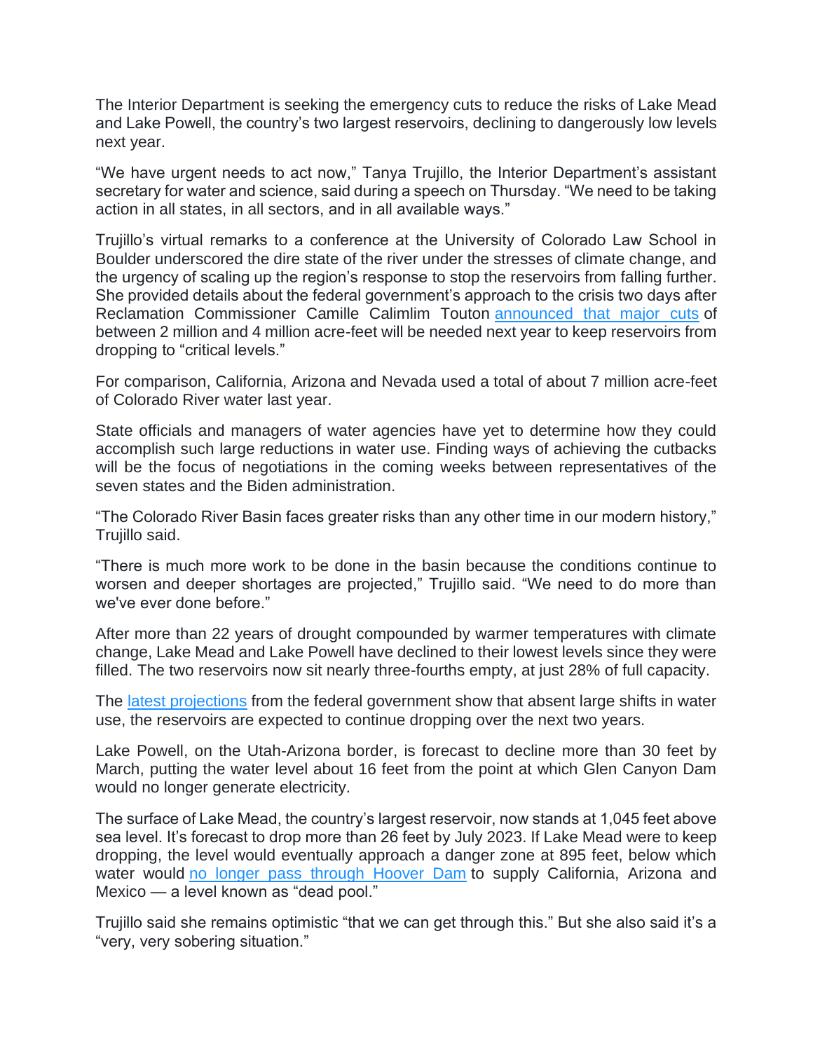The Interior Department is seeking the emergency cuts to reduce the risks of Lake Mead and Lake Powell, the country's two largest reservoirs, declining to dangerously low levels next year.

"We have urgent needs to act now," Tanya Trujillo, the Interior Department's assistant secretary for water and science, said during a speech on Thursday. "We need to be taking action in all states, in all sectors, and in all available ways."

Trujillo's virtual remarks to a conference at the University of Colorado Law School in Boulder underscored the dire state of the river under the stresses of climate change, and the urgency of scaling up the region's response to stop the reservoirs from falling further. She provided details about the federal government's approach to the crisis two days after Reclamation Commissioner Camille Calimlim Touton announced that major cuts of between 2 million and 4 million acre-feet will be needed next year to keep reservoirs from dropping to "critical levels."

For comparison, California, Arizona and Nevada used a total of about 7 million acre-feet of Colorado River water last year.

State officials and managers of water agencies have yet to determine how they could accomplish such large reductions in water use. Finding ways of achieving the cutbacks will be the focus of negotiations in the coming weeks between representatives of the seven states and the Biden administration.

"The Colorado River Basin faces greater risks than any other time in our modern history," Trujillo said.

"There is much more work to be done in the basin because the conditions continue to worsen and deeper shortages are projected," Trujillo said. "We need to do more than we've ever done before."

After more than 22 years of drought compounded by warmer temperatures with climate change, Lake Mead and Lake Powell have declined to their lowest levels since they were filled. The two reservoirs now sit nearly three-fourths empty, at just 28% of full capacity.

The latest projections from the federal government show that absent large shifts in water use, the reservoirs are expected to continue dropping over the next two years.

Lake Powell, on the Utah-Arizona border, is forecast to decline more than 30 feet by March, putting the water level about 16 feet from the point at which Glen Canyon Dam would no longer generate electricity.

The surface of Lake Mead, the country's largest reservoir, now stands at 1,045 feet above sea level. It's forecast to drop more than 26 feet by July 2023. If Lake Mead were to keep dropping, the level would eventually approach a danger zone at 895 feet, below which water would no longer pass through Hoover Dam to supply California, Arizona and Mexico — a level known as "dead pool."

Trujillo said she remains optimistic "that we can get through this." But she also said it's a "very, very sobering situation."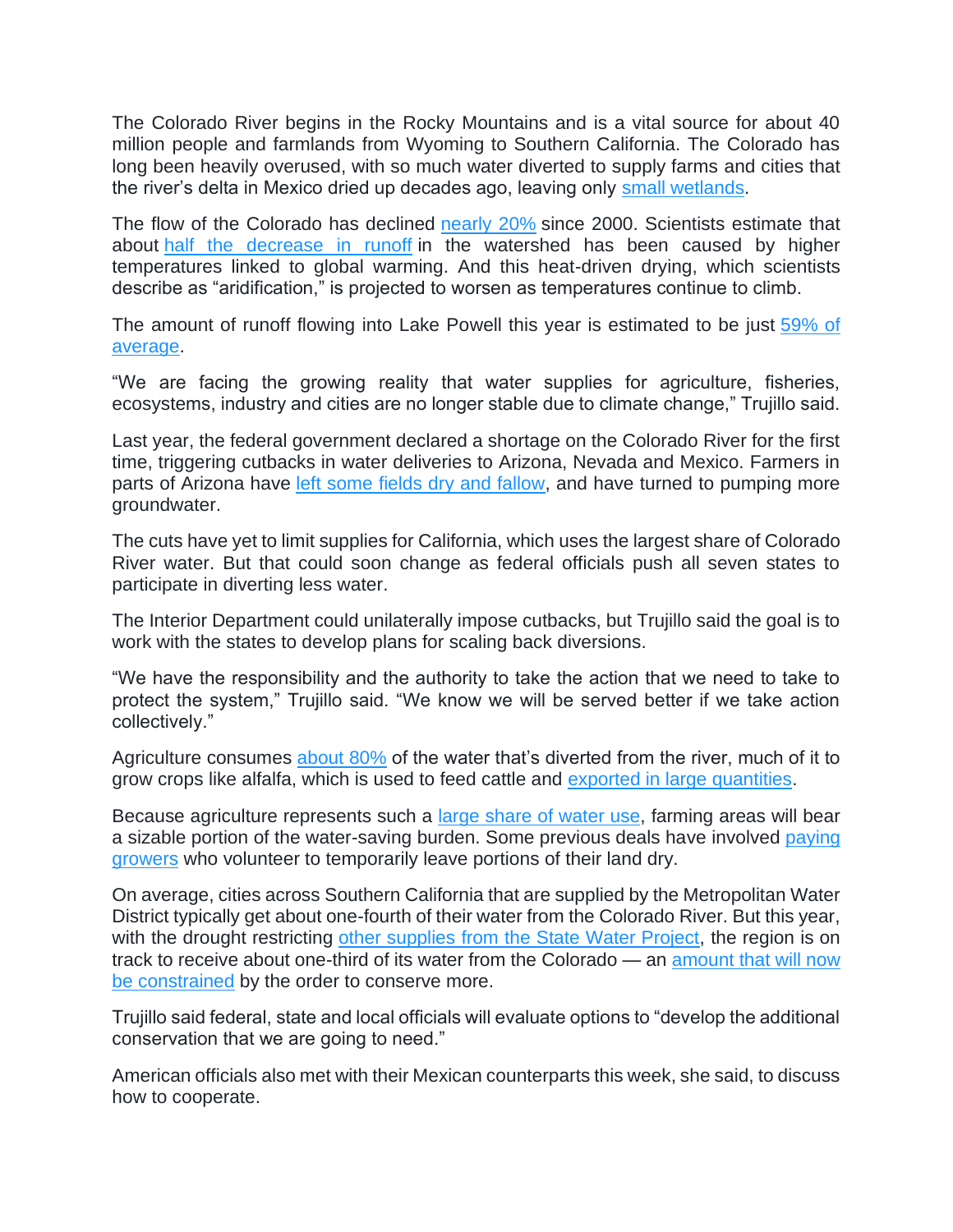The Colorado River begins in the Rocky Mountains and is a vital source for about 40 million people and farmlands from Wyoming to Southern California. The Colorado has long been heavily overused, with so much water diverted to supply farms and cities that the river's delta in Mexico dried up decades ago, leaving only small wetlands.

The flow of the Colorado has declined nearly 20% since 2000. Scientists estimate that about half the decrease in runoff in the watershed has been caused by higher temperatures linked to global warming. And this heat-driven drying, which scientists describe as "aridification," is projected to worsen as temperatures continue to climb.

The amount of runoff flowing into Lake Powell this year is estimated to be just 59% of average.

"We are facing the growing reality that water supplies for agriculture, fisheries, ecosystems, industry and cities are no longer stable due to climate change," Trujillo said.

Last year, the federal government declared a shortage on the Colorado River for the first time, triggering cutbacks in water deliveries to Arizona, Nevada and Mexico. Farmers in parts of Arizona have left some fields dry and fallow, and have turned to pumping more groundwater.

The cuts have yet to limit supplies for California, which uses the largest share of Colorado River water. But that could soon change as federal officials push all seven states to participate in diverting less water.

The Interior Department could unilaterally impose cutbacks, but Trujillo said the goal is to work with the states to develop plans for scaling back diversions.

"We have the responsibility and the authority to take the action that we need to take to protect the system," Trujillo said. "We know we will be served better if we take action collectively."

Agriculture consumes about 80% of the water that's diverted from the river, much of it to grow crops like alfalfa, which is used to feed cattle and exported in large quantities.

Because agriculture represents such a large share of water use, farming areas will bear a sizable portion of the water-saving burden. Some previous deals have involved paying growers who volunteer to temporarily leave portions of their land dry.

On average, cities across Southern California that are supplied by the Metropolitan Water District typically get about one-fourth of their water from the Colorado River. But this year, with the drought restricting other supplies from the State Water Project, the region is on track to receive about one-third of its water from the Colorado — an amount that will now be constrained by the order to conserve more.

Trujillo said federal, state and local officials will evaluate options to "develop the additional conservation that we are going to need."

American officials also met with their Mexican counterparts this week, she said, to discuss how to cooperate.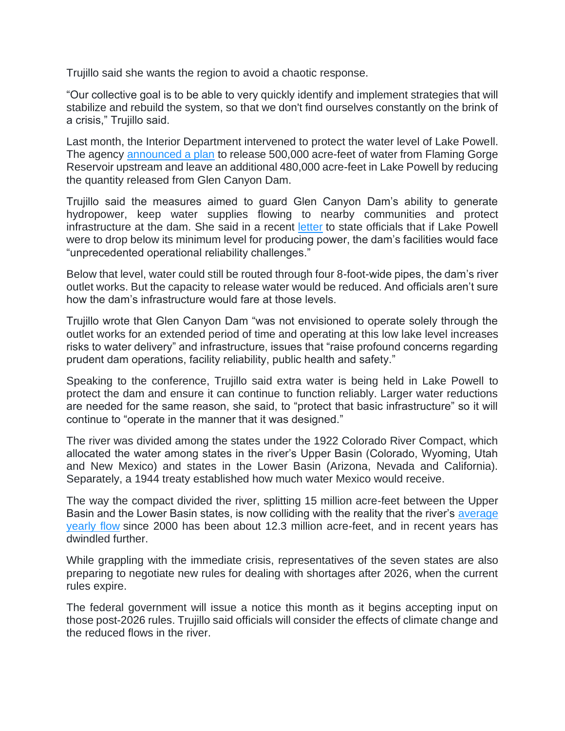Trujillo said she wants the region to avoid a chaotic response.

"Our collective goal is to be able to very quickly identify and implement strategies that will stabilize and rebuild the system, so that we don't find ourselves constantly on the brink of a crisis," Trujillo said.

Last month, the Interior Department intervened to protect the water level of Lake Powell. The agency announced a plan to release 500,000 acre-feet of water from Flaming Gorge Reservoir upstream and leave an additional 480,000 acre-feet in Lake Powell by reducing the quantity released from Glen Canyon Dam.

Trujillo said the measures aimed to guard Glen Canyon Dam's ability to generate hydropower, keep water supplies flowing to nearby communities and protect infrastructure at the dam. She said in a recent letter to state officials that if Lake Powell were to drop below its minimum level for producing power, the dam's facilities would face "unprecedented operational reliability challenges."

Below that level, water could still be routed through four 8-foot-wide pipes, the dam's river outlet works. But the capacity to release water would be reduced. And officials aren't sure how the dam's infrastructure would fare at those levels.

Trujillo wrote that Glen Canyon Dam "was not envisioned to operate solely through the outlet works for an extended period of time and operating at this low lake level increases risks to water delivery" and infrastructure, issues that "raise profound concerns regarding prudent dam operations, facility reliability, public health and safety."

Speaking to the conference, Trujillo said extra water is being held in Lake Powell to protect the dam and ensure it can continue to function reliably. Larger water reductions are needed for the same reason, she said, to "protect that basic infrastructure" so it will continue to "operate in the manner that it was designed."

The river was divided among the states under the 1922 Colorado River Compact, which allocated the water among states in the river's Upper Basin (Colorado, Wyoming, Utah and New Mexico) and states in the Lower Basin (Arizona, Nevada and California). Separately, a 1944 treaty established how much water Mexico would receive.

The way the compact divided the river, splitting 15 million acre-feet between the Upper Basin and the Lower Basin states, is now colliding with the reality that the river's average yearly flow since 2000 has been about 12.3 million acre-feet, and in recent years has dwindled further.

While grappling with the immediate crisis, representatives of the seven states are also preparing to negotiate new rules for dealing with shortages after 2026, when the current rules expire.

The federal government will issue a notice this month as it begins accepting input on those post-2026 rules. Trujillo said officials will consider the effects of climate change and the reduced flows in the river.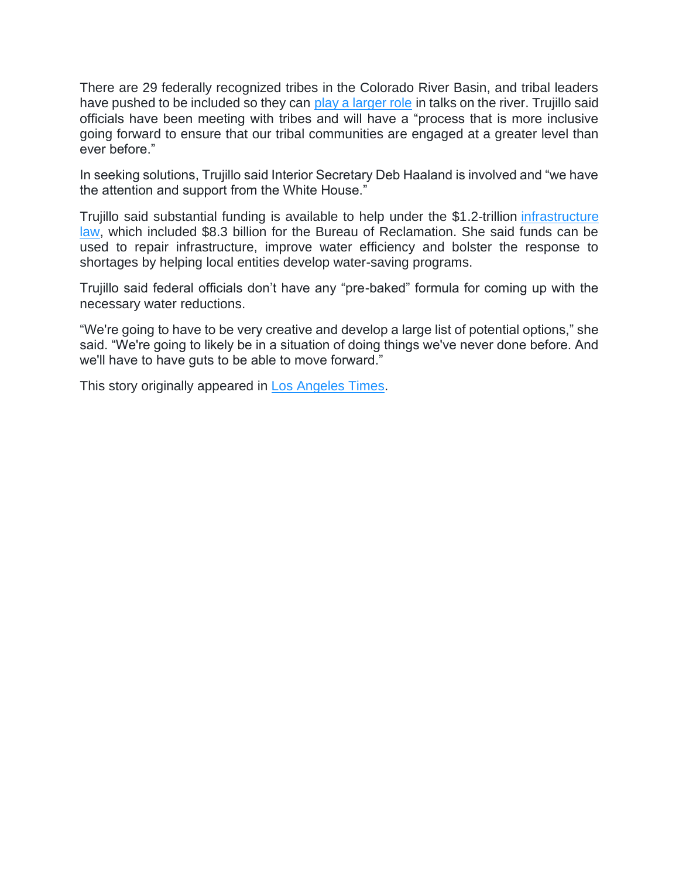There are 29 federally recognized tribes in the Colorado River Basin, and tribal leaders have pushed to be included so they can play a larger role in talks on the river. Trujillo said officials have been meeting with tribes and will have a "process that is more inclusive going forward to ensure that our tribal communities are engaged at a greater level than ever before."

In seeking solutions, Trujillo said Interior Secretary Deb Haaland is involved and "we have the attention and support from the White House."

Trujillo said substantial funding is available to help under the $1.2-trillion infrastructure law, which included $8.3 billion for the Bureau of Reclamation. She said funds can be used to repair infrastructure, improve water efficiency and bolster the response to shortages by helping local entities develop water-saving programs.

Trujillo said federal officials don't have any "pre-baked" formula for coming up with the necessary water reductions.

"We're going to have to be very creative and develop a large list of potential options," she said. "We're going to likely be in a situation of doing things we've never done before. And we'll have to have guts to be able to move forward."

This story originally appeared in Los Angeles Times.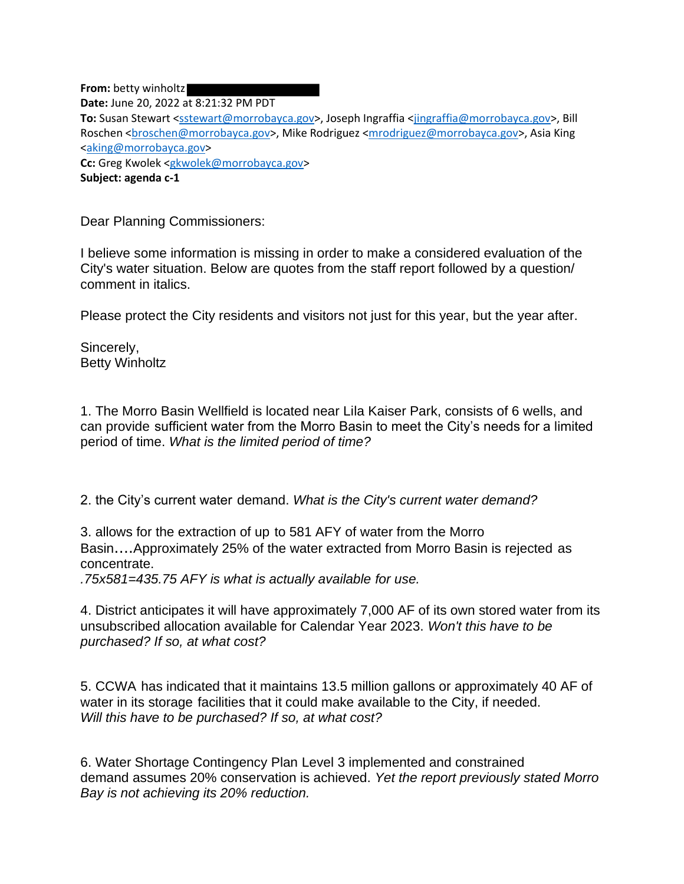**From:** betty winholtz ████████████
**Date:** June 20, 2022 at 8:21:32 PM PDT
**To:** Susan Stewart <sstewart@morrobayca.gov>, Joseph Ingraffia <jingraffia@morrobayca.gov>, Bill Roschen <broschen@morrobayca.gov>, Mike Rodriguez <mrodriguez@morrobayca.gov>, Asia King <aking@morrobayca.gov>
**Cc:** Greg Kwolek <gkwolek@morrobayca.gov>
**Subject: agenda c-1**

Dear Planning Commissioners:

I believe some information is missing in order to make a considered evaluation of the City's water situation. Below are quotes from the staff report followed by a question/ comment in italics.

Please protect the City residents and visitors not just for this year, but the year after.

Sincerely,
Betty Winholtz

1. The Morro Basin Wellfield is located near Lila Kaiser Park, consists of 6 wells, and can provide sufficient water from the Morro Basin to meet the City's needs for a limited period of time. *What is the limited period of time?*

2. the City's current water demand. *What is the City's current water demand?*

3. allows for the extraction of up to 581 AFY of water from the Morro Basin....Approximately 25% of the water extracted from Morro Basin is rejected as concentrate.
*.75x581=435.75 AFY is what is actually available for use.*

4. District anticipates it will have approximately 7,000 AF of its own stored water from its unsubscribed allocation available for Calendar Year 2023. *Won't this have to be purchased? If so, at what cost?*

5. CCWA has indicated that it maintains 13.5 million gallons or approximately 40 AF of water in its storage facilities that it could make available to the City, if needed.
*Will this have to be purchased? If so, at what cost?*

6. Water Shortage Contingency Plan Level 3 implemented and constrained demand assumes 20% conservation is achieved. *Yet the report previously stated Morro Bay is not achieving its 20% reduction.*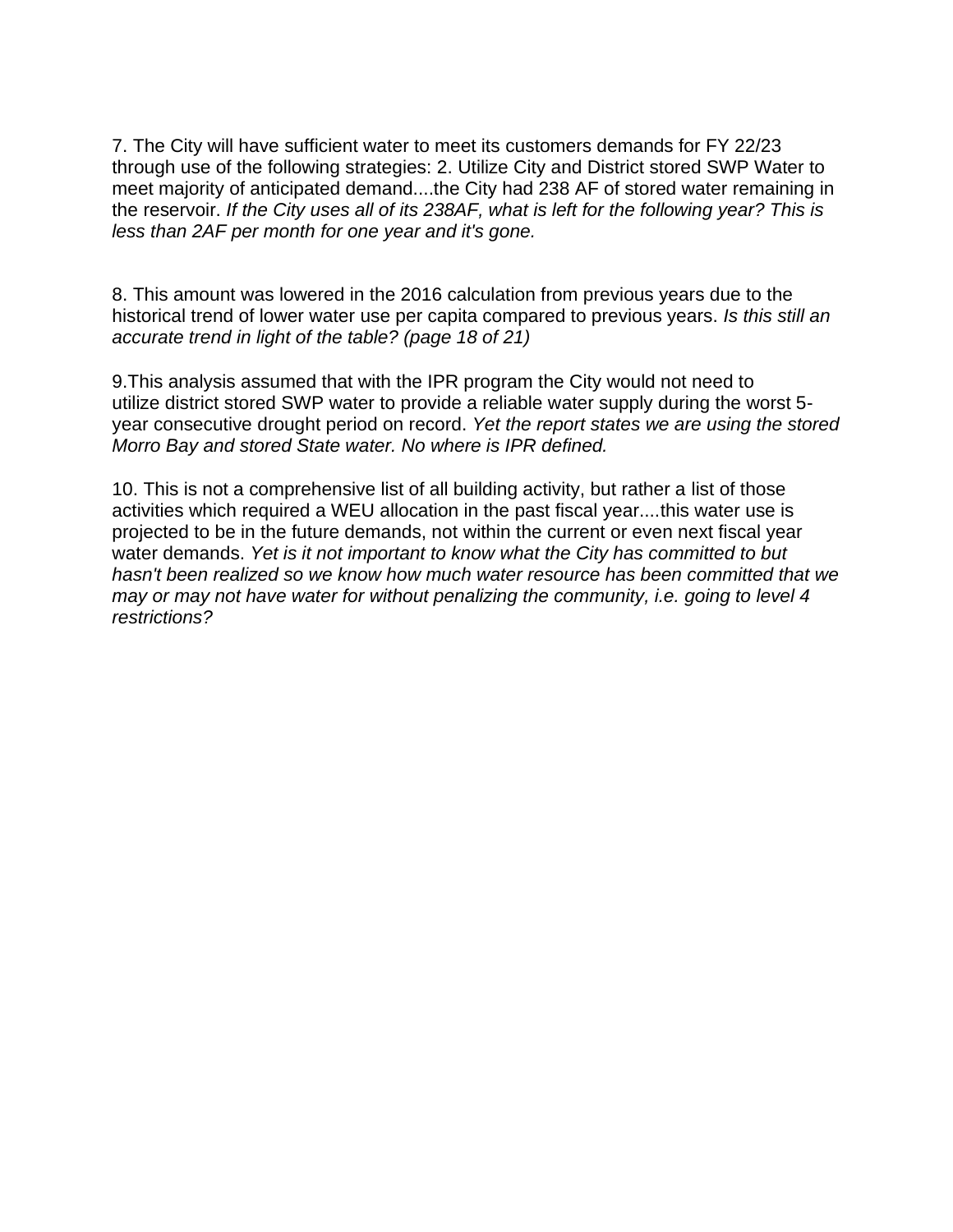7. The City will have sufficient water to meet its customers demands for FY 22/23 through use of the following strategies: 2. Utilize City and District stored SWP Water to meet majority of anticipated demand....the City had 238 AF of stored water remaining in the reservoir. *If the City uses all of its 238AF, what is left for the following year? This is less than 2AF per month for one year and it's gone.*

8. This amount was lowered in the 2016 calculation from previous years due to the historical trend of lower water use per capita compared to previous years. *Is this still an accurate trend in light of the table? (page 18 of 21)*

9.This analysis assumed that with the IPR program the City would not need to utilize district stored SWP water to provide a reliable water supply during the worst 5-year consecutive drought period on record. *Yet the report states we are using the stored Morro Bay and stored State water. No where is IPR defined.*

10. This is not a comprehensive list of all building activity, but rather a list of those activities which required a WEU allocation in the past fiscal year....this water use is projected to be in the future demands, not within the current or even next fiscal year water demands. *Yet is it not important to know what the City has committed to but hasn't been realized so we know how much water resource has been committed that we may or may not have water for without penalizing the community, i.e. going to level 4 restrictions?*